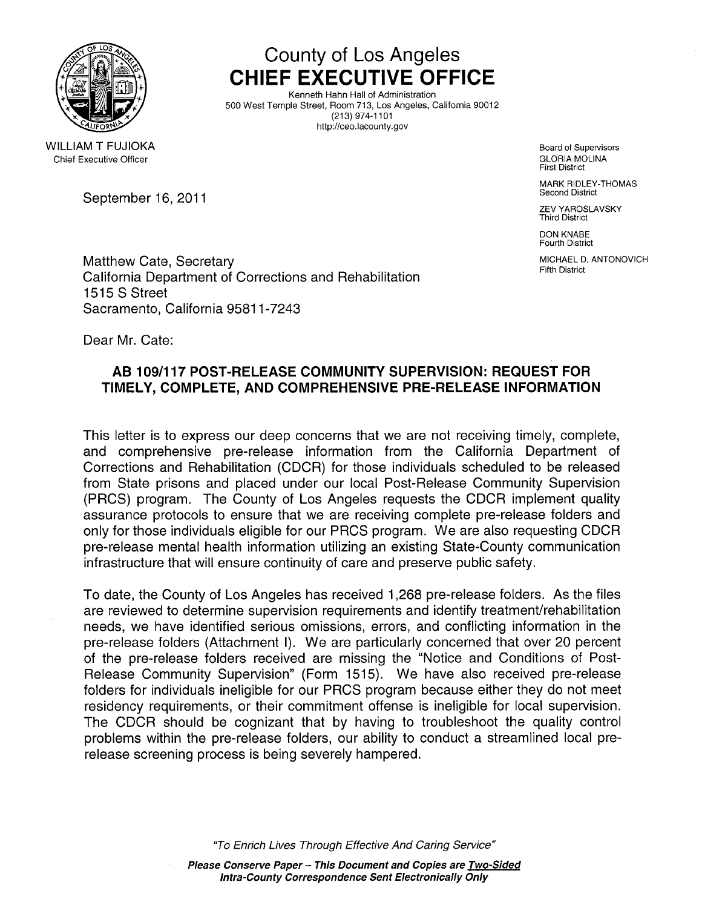# County of Los Angeles
## CHIEF EXECUTIVE OFFICE

Kenneth Hahn Hall of Administration
500 West Temple Street, Room 713, Los Angeles, California 90012
(213) 974-1101
http://ceo.lacounty.gov

WILLIAM T FUJIOKA
Chief Executive Officer

Board of Supervisors
GLORIA MOLINA
First District

MARK RIDLEY-THOMAS
Second District

ZEV YAROSLAVSKY
Third District

DON KNABE
Fourth District

MICHAEL D. ANTONOVICH
Fifth District

September 16, 2011

Matthew Cate, Secretary
California Department of Corrections and Rehabilitation
1515 S Street
Sacramento, California 95811-7243

Dear Mr. Cate:

**AB 109/117 POST-RELEASE COMMUNITY SUPERVISION: REQUEST FOR TIMELY, COMPLETE, AND COMPREHENSIVE PRE-RELEASE INFORMATION**

This letter is to express our deep concerns that we are not receiving timely, complete, and comprehensive pre-release information from the California Department of Corrections and Rehabilitation (CDCR) for those individuals scheduled to be released from State prisons and placed under our local Post-Release Community Supervision (PRCS) program. The County of Los Angeles requests the CDCR implement quality assurance protocols to ensure that we are receiving complete pre-release folders and only for those individuals eligible for our PRCS program. We are also requesting CDCR pre-release mental health information utilizing an existing State-County communication infrastructure that will ensure continuity of care and preserve public safety.

To date, the County of Los Angeles has received 1,268 pre-release folders. As the files are reviewed to determine supervision requirements and identify treatment/rehabilitation needs, we have identified serious omissions, errors, and conflicting information in the pre-release folders (Attachment I). We are particularly concerned that over 20 percent of the pre-release folders received are missing the "Notice and Conditions of Post-Release Community Supervision" (Form 1515). We have also received pre-release folders for individuals ineligible for our PRCS program because either they do not meet residency requirements, or their commitment offense is ineligible for local supervision. The CDCR should be cognizant that by having to troubleshoot the quality control problems within the pre-release folders, our ability to conduct a streamlined local pre-release screening process is being severely hampered.

*"To Enrich Lives Through Effective And Caring Service"*

***Please Conserve Paper – This Document and Copies are Two-Sided***
***Intra-County Correspondence Sent Electronically Only***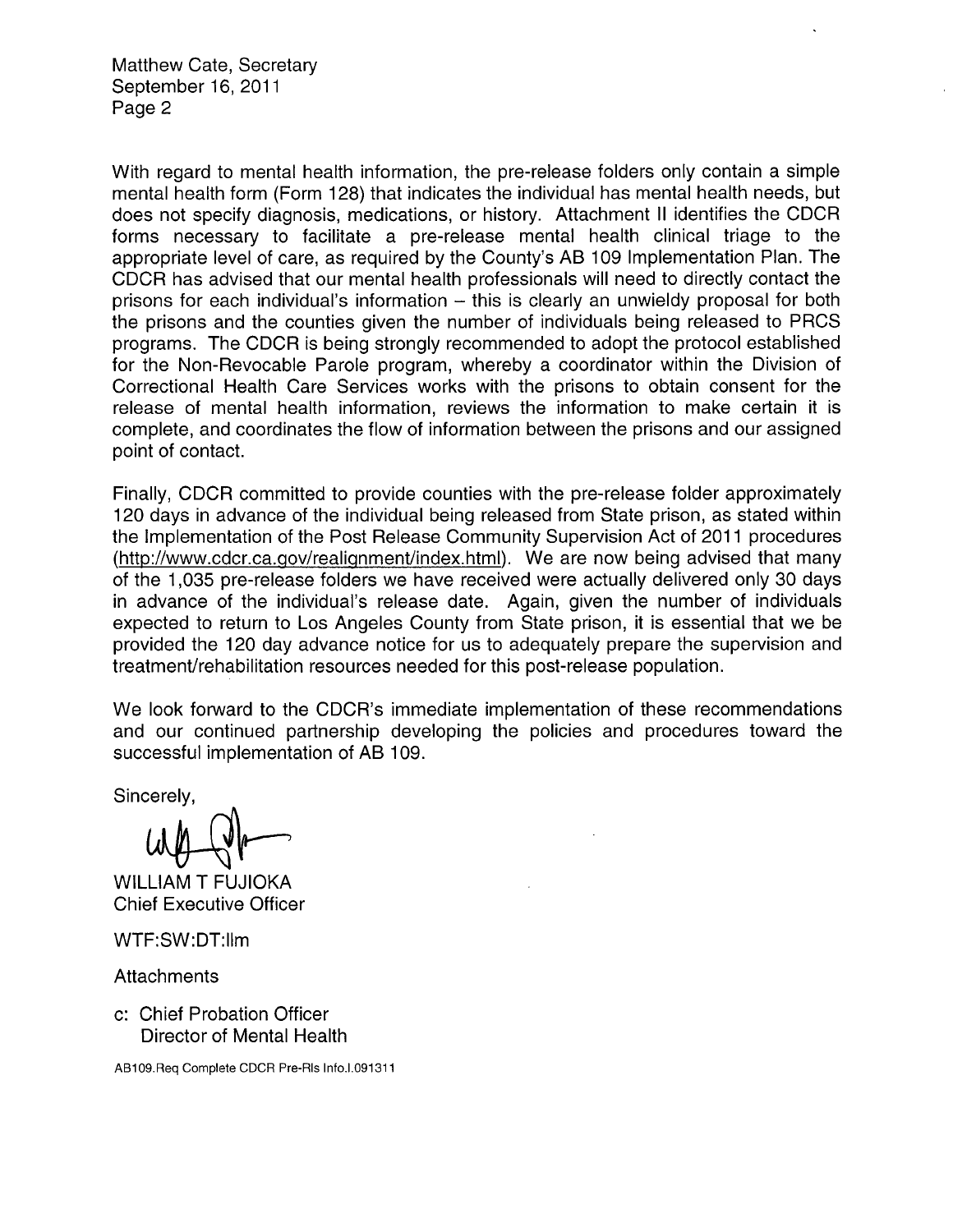With regard to mental health information, the pre-release folders only contain a simple mental health form (Form 128) that indicates the individual has mental health needs, but does not specify diagnosis, medications, or history. Attachment II identifies the CDCR forms necessary to facilitate a pre-release mental health clinical triage to the appropriate level of care, as required by the County's AB 109 Implementation Plan. The CDCR has advised that our mental health professionals will need to directly contact the prisons for each individual's information – this is clearly an unwieldy proposal for both the prisons and the counties given the number of individuals being released to PRCS programs. The CDCR is being strongly recommended to adopt the protocol established for the Non-Revocable Parole program, whereby a coordinator within the Division of Correctional Health Care Services works with the prisons to obtain consent for the release of mental health information, reviews the information to make certain it is complete, and coordinates the flow of information between the prisons and our assigned point of contact.

Finally, CDCR committed to provide counties with the pre-release folder approximately 120 days in advance of the individual being released from State prison, as stated within the Implementation of the Post Release Community Supervision Act of 2011 procedures (http://www.cdcr.ca.gov/realignment/index.html). We are now being advised that many of the 1,035 pre-release folders we have received were actually delivered only 30 days in advance of the individual's release date. Again, given the number of individuals expected to return to Los Angeles County from State prison, it is essential that we be provided the 120 day advance notice for us to adequately prepare the supervision and treatment/rehabilitation resources needed for this post-release population.

We look forward to the CDCR's immediate implementation of these recommendations and our continued partnership developing the policies and procedures toward the successful implementation of AB 109.

Sincerely,

WILLIAM T FUJIOKA
Chief Executive Officer

WTF:SW:DT:llm

Attachments

c: Chief Probation Officer
   Director of Mental Health

AB109.Req Complete CDCR Pre-Rls Info.l.091311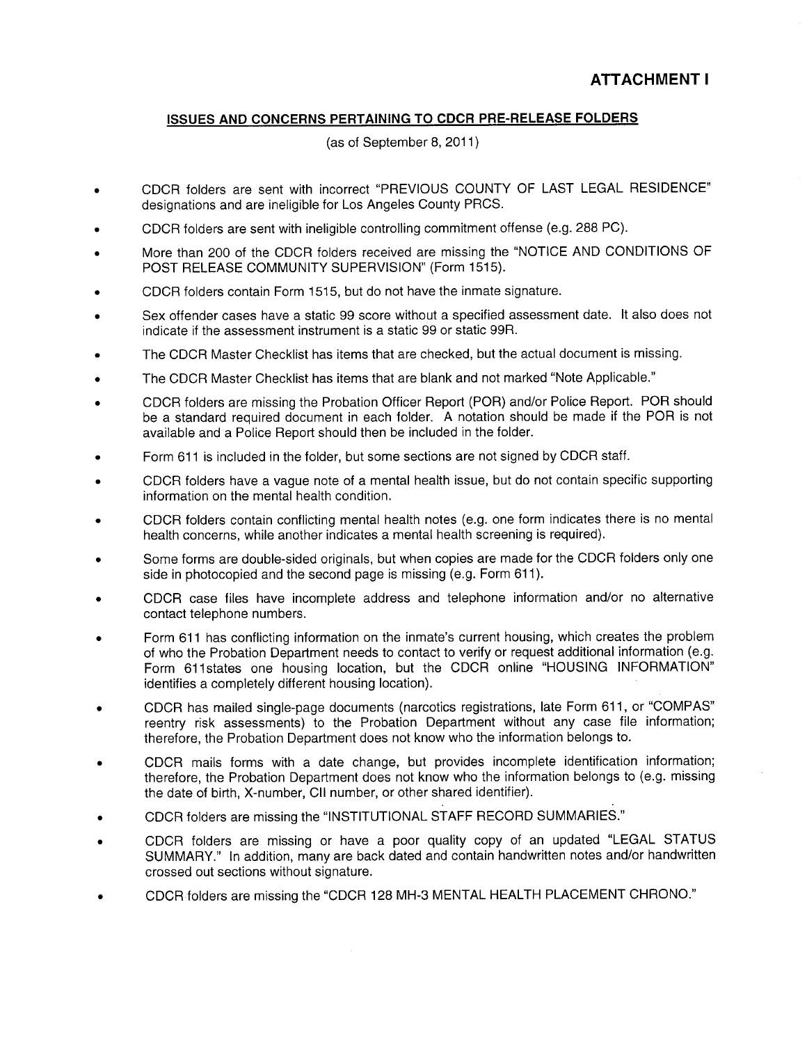# ATTACHMENT I

## ISSUES AND CONCERNS PERTAINING TO CDCR PRE-RELEASE FOLDERS

(as of September 8, 2011)

- CDCR folders are sent with incorrect "PREVIOUS COUNTY OF LAST LEGAL RESIDENCE" designations and are ineligible for Los Angeles County PRCS.
- CDCR folders are sent with ineligible controlling commitment offense (e.g. 288 PC).
- More than 200 of the CDCR folders received are missing the "NOTICE AND CONDITIONS OF POST RELEASE COMMUNITY SUPERVISION" (Form 1515).
- CDCR folders contain Form 1515, but do not have the inmate signature.
- Sex offender cases have a static 99 score without a specified assessment date. It also does not indicate if the assessment instrument is a static 99 or static 99R.
- The CDCR Master Checklist has items that are checked, but the actual document is missing.
- The CDCR Master Checklist has items that are blank and not marked "Note Applicable."
- CDCR folders are missing the Probation Officer Report (POR) and/or Police Report. POR should be a standard required document in each folder. A notation should be made if the POR is not available and a Police Report should then be included in the folder.
- Form 611 is included in the folder, but some sections are not signed by CDCR staff.
- CDCR folders have a vague note of a mental health issue, but do not contain specific supporting information on the mental health condition.
- CDCR folders contain conflicting mental health notes (e.g. one form indicates there is no mental health concerns, while another indicates a mental health screening is required).
- Some forms are double-sided originals, but when copies are made for the CDCR folders only one side in photocopied and the second page is missing (e.g. Form 611).
- CDCR case files have incomplete address and telephone information and/or no alternative contact telephone numbers.
- Form 611 has conflicting information on the inmate's current housing, which creates the problem of who the Probation Department needs to contact to verify or request additional information (e.g. Form 611states one housing location, but the CDCR online "HOUSING INFORMATION" identifies a completely different housing location).
- CDCR has mailed single-page documents (narcotics registrations, late Form 611, or "COMPAS" reentry risk assessments) to the Probation Department without any case file information; therefore, the Probation Department does not know who the information belongs to.
- CDCR mails forms with a date change, but provides incomplete identification information; therefore, the Probation Department does not know who the information belongs to (e.g. missing the date of birth, X-number, CII number, or other shared identifier).
- CDCR folders are missing the "INSTITUTIONAL STAFF RECORD SUMMARIES."
- CDCR folders are missing or have a poor quality copy of an updated "LEGAL STATUS SUMMARY." In addition, many are back dated and contain handwritten notes and/or handwritten crossed out sections without signature.
- CDCR folders are missing the "CDCR 128 MH-3 MENTAL HEALTH PLACEMENT CHRONO."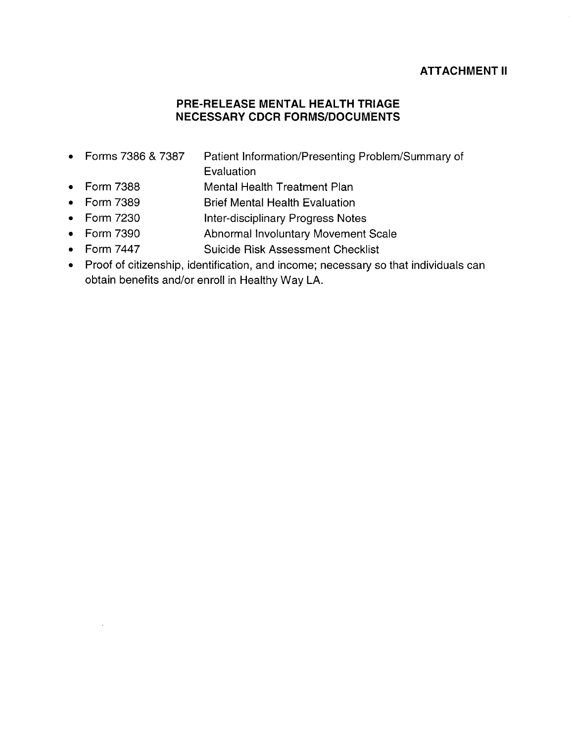**ATTACHMENT II**

## PRE-RELEASE MENTAL HEALTH TRIAGE NECESSARY CDCR FORMS/DOCUMENTS

- Forms 7386 & 7387 — Patient Information/Presenting Problem/Summary of Evaluation
- Form 7388 — Mental Health Treatment Plan
- Form 7389 — Brief Mental Health Evaluation
- Form 7230 — Inter-disciplinary Progress Notes
- Form 7390 — Abnormal Involuntary Movement Scale
- Form 7447 — Suicide Risk Assessment Checklist
- Proof of citizenship, identification, and income; necessary so that individuals can obtain benefits and/or enroll in Healthy Way LA.